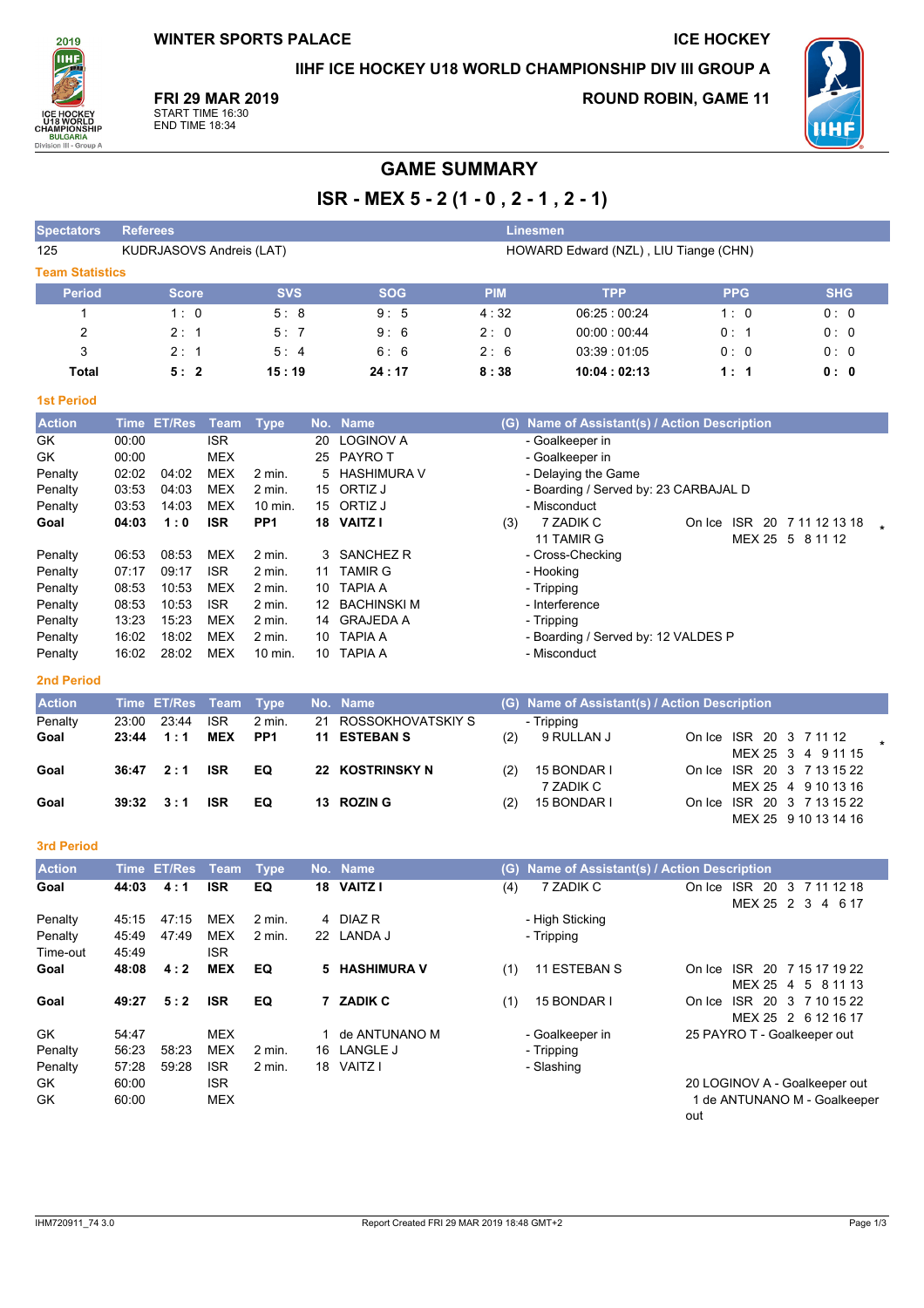WINTER SPORTS PALACE

ICE HOCKEY

IIHF ICE HOCKEY U18 WORLD CHAMPIONSHIP DIV III GROUP A

**FRI 29 MAR 2019**
START TIME 16:30
END TIME 18:34

ROUND ROBIN, GAME 11

# GAME SUMMARY

## ISR - MEX 5 - 2 (1 - 0 , 2 - 1 , 2 - 1)

| Spectators | Referees | Linesmen |
|---|---|---|
| 125 | KUDRJASOVS Andreis (LAT) | HOWARD Edward (NZL) , LIU Tiange (CHN) |

### Team Statistics

| Period | Score | SVS | SOG | PIM | TPP | PPG | SHG |
|---|---|---|---|---|---|---|---|
| 1 | 1 : 0 | 5 : 8 | 9 : 5 | 4 : 32 | 06:25 : 00:24 | 1 : 0 | 0 : 0 |
| 2 | 2 : 1 | 5 : 7 | 9 : 6 | 2 : 0 | 00:00 : 00:44 | 0 : 1 | 0 : 0 |
| 3 | 2 : 1 | 5 : 4 | 6 : 6 | 2 : 6 | 03:39 : 01:05 | 0 : 0 | 0 : 0 |
| **Total** | **5 : 2** | **15 : 19** | **24 : 17** | **8 : 38** | **10:04 : 02:13** | **1 : 1** | **0 : 0** |

### 1st Period

| Action | Time | ET/Res | Team | Type | No. | Name | (G) | Name of Assistant(s) / Action Description | |
|---|---|---|---|---|---|---|---|---|---|
| GK | 00:00 | | ISR | | 20 | LOGINOV A | | - Goalkeeper in | |
| GK | 00:00 | | MEX | | 25 | PAYRO T | | - Goalkeeper in | |
| Penalty | 02:02 | 04:02 | MEX | 2 min. | 5 | HASHIMURA V | | - Delaying the Game | |
| Penalty | 03:53 | 04:03 | MEX | 2 min. | 15 | ORTIZ J | | - Boarding / Served by: 23 CARBAJAL D | |
| Penalty | 03:53 | 14:03 | MEX | 10 min. | 15 | ORTIZ J | | - Misconduct | |
| **Goal** | **04:03** | **1 : 0** | **ISR** | **PP1** | **18** | **VAITZ I** | (3) | 7 ZADIK C<br>11 TAMIR G | On Ice ISR 20 7 11 12 13 18<br>MEX 25 5 8 11 12 * |
| Penalty | 06:53 | 08:53 | MEX | 2 min. | 3 | SANCHEZ R | | - Cross-Checking | |
| Penalty | 07:17 | 09:17 | ISR | 2 min. | 11 | TAMIR G | | - Hooking | |
| Penalty | 08:53 | 10:53 | MEX | 2 min. | 10 | TAPIA A | | - Tripping | |
| Penalty | 08:53 | 10:53 | ISR | 2 min. | 12 | BACHINSKI M | | - Interference | |
| Penalty | 13:23 | 15:23 | MEX | 2 min. | 14 | GRAJEDA A | | - Tripping | |
| Penalty | 16:02 | 18:02 | MEX | 2 min. | 10 | TAPIA A | | - Boarding / Served by: 12 VALDES P | |
| Penalty | 16:02 | 28:02 | MEX | 10 min. | 10 | TAPIA A | | - Misconduct | |

### 2nd Period

| Action | Time | ET/Res | Team | Type | No. | Name | (G) | Name of Assistant(s) / Action Description | |
|---|---|---|---|---|---|---|---|---|---|
| Penalty | 23:00 | 23:44 | ISR | 2 min. | 21 | ROSSOKHOVATSKIY S | | - Tripping | |
| **Goal** | **23:44** | **1 : 1** | **MEX** | **PP1** | **11** | **ESTEBAN S** | (2) | 9 RULLAN J | On Ice ISR 20 3 7 11 12<br>MEX 25 3 4 9 11 15 * |
| **Goal** | **36:47** | **2 : 1** | **ISR** | **EQ** | **22** | **KOSTRINSKY N** | (2) | 15 BONDAR I<br>7 ZADIK C | On Ice ISR 20 3 7 13 15 22<br>MEX 25 4 9 10 13 16 |
| **Goal** | **39:32** | **3 : 1** | **ISR** | **EQ** | **13** | **ROZIN G** | (2) | 15 BONDAR I | On Ice ISR 20 3 7 13 15 22<br>MEX 25 9 10 13 14 16 |

### 3rd Period

| Action | Time | ET/Res | Team | Type | No. | Name | (G) | Name of Assistant(s) / Action Description | |
|---|---|---|---|---|---|---|---|---|---|
| **Goal** | **44:03** | **4 : 1** | **ISR** | **EQ** | **18** | **VAITZ I** | (4) | 7 ZADIK C | On Ice ISR 20 3 7 11 12 18<br>MEX 25 2 3 4 6 17 |
| Penalty | 45:15 | 47:15 | MEX | 2 min. | 4 | DIAZ R | | - High Sticking | |
| Penalty | 45:49 | 47:49 | MEX | 2 min. | 22 | LANDA J | | - Tripping | |
| Time-out | 45:49 | | ISR | | | | | | |
| **Goal** | **48:08** | **4 : 2** | **MEX** | **EQ** | **5** | **HASHIMURA V** | (1) | 11 ESTEBAN S | On Ice ISR 20 7 15 17 19 22<br>MEX 25 4 5 8 11 13 |
| **Goal** | **49:27** | **5 : 2** | **ISR** | **EQ** | **7** | **ZADIK C** | (1) | 15 BONDAR I | On Ice ISR 20 3 7 10 15 22<br>MEX 25 2 6 12 16 17 |
| GK | 54:47 | | MEX | | 1 | de ANTUNANO M | | - Goalkeeper in | 25 PAYRO T - Goalkeeper out |
| Penalty | 56:23 | 58:23 | MEX | 2 min. | 16 | LANGLE J | | - Tripping | |
| Penalty | 57:28 | 59:28 | ISR | 2 min. | 18 | VAITZ I | | - Slashing | |
| GK | 60:00 | | ISR | | | | | | 20 LOGINOV A - Goalkeeper out |
| GK | 60:00 | | MEX | | | | | | 1 de ANTUNANO M - Goalkeeper out |

IHM720911_74 3.0 Report Created FRI 29 MAR 2019 18:48 GMT+2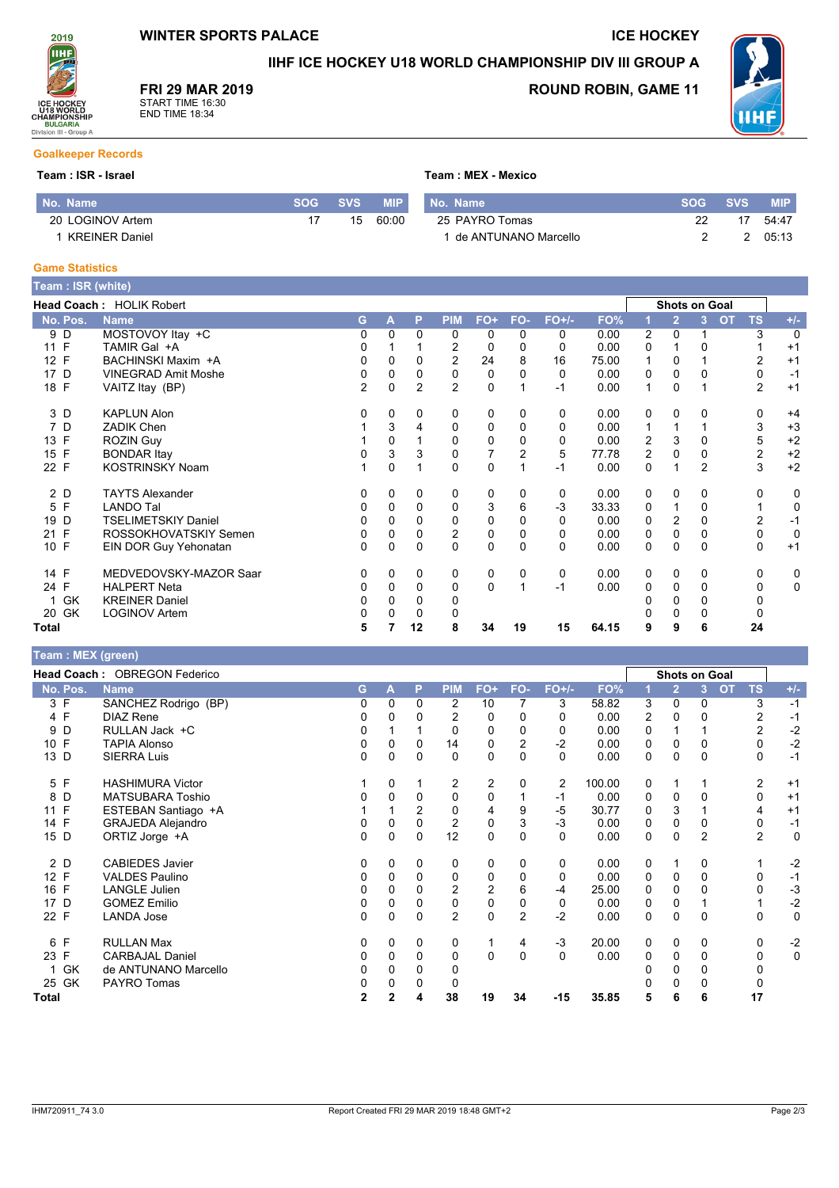WINTER SPORTS PALACE

ICE HOCKEY

# IIHF ICE HOCKEY U18 WORLD CHAMPIONSHIP DIV III GROUP A

**FRI 29 MAR 2019**
START TIME 16:30
END TIME 18:34

ROUND ROBIN, GAME 11

## Goalkeeper Records

**Team : ISR - Israel**

| No. | Name | SOG | SVS | MIP |
|---|---|---|---|---|
| 20 | LOGINOV Artem | 17 | 15 | 60:00 |
| 1 | KREINER Daniel | | | |

**Team : MEX - Mexico**

| No. | Name | SOG | SVS | MIP |
|---|---|---|---|---|
| 25 | PAYRO Tomas | 22 | 17 | 54:47 |
| 1 | de ANTUNANO Marcello | 2 | 2 | 05:13 |

## Game Statistics

**Team : ISR (white)**

**Head Coach :** HOLIK Robert

| No. | Pos. | Name | G | A | P | PIM | FO+ | FO- | FO+/- | FO% | Shots on Goal 1 | 2 | 3 | OT | TS | +/- |
|---|---|---|---|---|---|---|---|---|---|---|---|---|---|---|---|---|
| 9 | D | MOSTOVOY Itay +C | 0 | 0 | 0 | 0 | 0 | 0 | 0 | 0.00 | 2 | 0 | 1 | | 3 | 0 |
| 11 | F | TAMIR Gal +A | 0 | 1 | 1 | 2 | 0 | 0 | 0 | 0.00 | 0 | 1 | 0 | | 1 | +1 |
| 12 | F | BACHINSKI Maxim +A | 0 | 0 | 0 | 2 | 24 | 8 | 16 | 75.00 | 1 | 0 | 1 | | 2 | +1 |
| 17 | D | VINEGRAD Amit Moshe | 0 | 0 | 0 | 0 | 0 | 0 | 0 | 0.00 | 0 | 0 | 0 | | 0 | -1 |
| 18 | F | VAITZ Itay (BP) | 2 | 0 | 2 | 2 | 0 | 1 | -1 | 0.00 | 1 | 0 | 1 | | 2 | +1 |
| 3 | D | KAPLUN Alon | 0 | 0 | 0 | 0 | 0 | 0 | 0 | 0.00 | 0 | 0 | 0 | | 0 | +4 |
| 7 | D | ZADIK Chen | 1 | 3 | 4 | 0 | 0 | 0 | 0 | 0.00 | 1 | 1 | 1 | | 3 | +3 |
| 13 | F | ROZIN Guy | 1 | 0 | 1 | 0 | 0 | 0 | 0 | 0.00 | 2 | 3 | 0 | | 5 | +2 |
| 15 | F | BONDAR Itay | 0 | 3 | 3 | 0 | 7 | 2 | 5 | 77.78 | 2 | 0 | 0 | | 2 | +2 |
| 22 | F | KOSTRINSKY Noam | 1 | 0 | 1 | 0 | 0 | 1 | -1 | 0.00 | 0 | 1 | 2 | | 3 | +2 |
| 2 | D | TAYTS Alexander | 0 | 0 | 0 | 0 | 0 | 0 | 0 | 0.00 | 0 | 0 | 0 | | 0 | 0 |
| 5 | F | LANDO Tal | 0 | 0 | 0 | 0 | 3 | 6 | -3 | 33.33 | 0 | 1 | 0 | | 1 | 0 |
| 19 | D | TSELIMETSKIY Daniel | 0 | 0 | 0 | 0 | 0 | 0 | 0 | 0.00 | 0 | 2 | 0 | | 2 | -1 |
| 21 | F | ROSSOKHOVATSKIY Semen | 0 | 0 | 0 | 2 | 0 | 0 | 0 | 0.00 | 0 | 0 | 0 | | 0 | 0 |
| 10 | F | EIN DOR Guy Yehonatan | 0 | 0 | 0 | 0 | 0 | 0 | 0 | 0.00 | 0 | 0 | 0 | | 0 | +1 |
| 14 | F | MEDVEDOVSKY-MAZOR Saar | 0 | 0 | 0 | 0 | 0 | 0 | 0 | 0.00 | 0 | 0 | 0 | | 0 | 0 |
| 24 | F | HALPERT Neta | 0 | 0 | 0 | 0 | 0 | 1 | -1 | 0.00 | 0 | 0 | 0 | | 0 | 0 |
| 1 | GK | KREINER Daniel | 0 | 0 | 0 | 0 | | | | | 0 | 0 | 0 | | 0 | |
| 20 | GK | LOGINOV Artem | 0 | 0 | 0 | 0 | | | | | 0 | 0 | 0 | | 0 | |
| **Total** | | | **5** | **7** | **12** | **8** | **34** | **19** | **15** | **64.15** | **9** | **9** | **6** | | **24** | |

**Team : MEX (green)**

**Head Coach :** OBREGON Federico

| No. | Pos. | Name | G | A | P | PIM | FO+ | FO- | FO+/- | FO% | Shots on Goal 1 | 2 | 3 | OT | TS | +/- |
|---|---|---|---|---|---|---|---|---|---|---|---|---|---|---|---|---|
| 3 | F | SANCHEZ Rodrigo (BP) | 0 | 0 | 0 | 2 | 10 | 7 | 3 | 58.82 | 3 | 0 | 0 | | 3 | -1 |
| 4 | F | DIAZ Rene | 0 | 0 | 0 | 2 | 0 | 0 | 0 | 0.00 | 2 | 0 | 0 | | 2 | -1 |
| 9 | D | RULLAN Jack +C | 0 | 1 | 1 | 0 | 0 | 0 | 0 | 0.00 | 0 | 1 | 1 | | 2 | -2 |
| 10 | F | TAPIA Alonso | 0 | 0 | 0 | 14 | 0 | 2 | -2 | 0.00 | 0 | 0 | 0 | | 0 | -2 |
| 13 | D | SIERRA Luis | 0 | 0 | 0 | 0 | 0 | 0 | 0 | 0.00 | 0 | 0 | 0 | | 0 | -1 |
| 5 | F | HASHIMURA Victor | 1 | 0 | 1 | 2 | 2 | 0 | 2 | 100.00 | 0 | 1 | 1 | | 2 | +1 |
| 8 | D | MATSUBARA Toshio | 0 | 0 | 0 | 0 | 0 | 1 | -1 | 0.00 | 0 | 0 | 0 | | 0 | +1 |
| 11 | F | ESTEBAN Santiago +A | 1 | 1 | 2 | 0 | 4 | 9 | -5 | 30.77 | 0 | 3 | 1 | | 4 | +1 |
| 14 | F | GRAJEDA Alejandro | 0 | 0 | 0 | 2 | 0 | 3 | -3 | 0.00 | 0 | 0 | 0 | | 0 | -1 |
| 15 | D | ORTIZ Jorge +A | 0 | 0 | 0 | 12 | 0 | 0 | 0 | 0.00 | 0 | 0 | 2 | | 2 | 0 |
| 2 | D | CABIEDES Javier | 0 | 0 | 0 | 0 | 0 | 0 | 0 | 0.00 | 0 | 1 | 0 | | 1 | -2 |
| 12 | F | VALDES Paulino | 0 | 0 | 0 | 0 | 0 | 0 | 0 | 0.00 | 0 | 0 | 0 | | 0 | -1 |
| 16 | F | LANGLE Julien | 0 | 0 | 0 | 2 | 2 | 6 | -4 | 25.00 | 0 | 0 | 0 | | 0 | -3 |
| 17 | D | GOMEZ Emilio | 0 | 0 | 0 | 0 | 0 | 0 | 0 | 0.00 | 0 | 0 | 1 | | 1 | -2 |
| 22 | F | LANDA Jose | 0 | 0 | 0 | 2 | 0 | 2 | -2 | 0.00 | 0 | 0 | 0 | | 0 | 0 |
| 6 | F | RULLAN Max | 0 | 0 | 0 | 0 | 1 | 4 | -3 | 20.00 | 0 | 0 | 0 | | 0 | -2 |
| 23 | F | CARBAJAL Daniel | 0 | 0 | 0 | 0 | 0 | 0 | 0 | 0.00 | 0 | 0 | 0 | | 0 | 0 |
| 1 | GK | de ANTUNANO Marcello | 0 | 0 | 0 | 0 | | | | | 0 | 0 | 0 | | 0 | |
| 25 | GK | PAYRO Tomas | 0 | 0 | 0 | 0 | | | | | 0 | 0 | 0 | | 0 | |
| **Total** | | | **2** | **2** | **4** | **38** | **19** | **34** | **-15** | **35.85** | **5** | **6** | **6** | | **17** | |

IHM720911_74 3.0 Report Created FRI 29 MAR 2019 18:48 GMT+2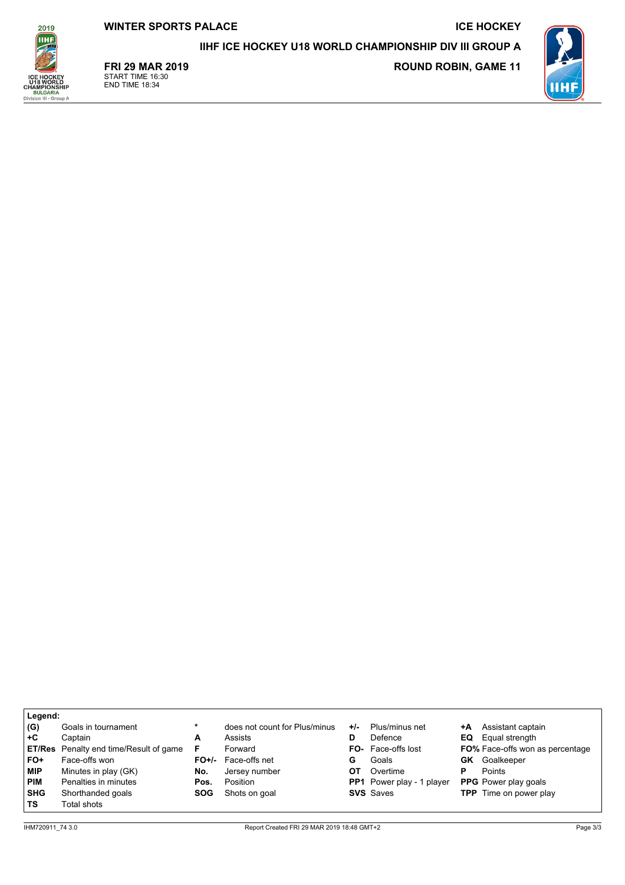WINTER SPORTS PALACE

ICE HOCKEY

**IIHF ICE HOCKEY U18 WORLD CHAMPIONSHIP DIV III GROUP A**

**FRI 29 MAR 2019**
START TIME 16:30
END TIME 18:34

**ROUND ROBIN, GAME 11**

**Legend:**

| | | | | | | | |
|---|---|---|---|---|---|---|---|
| **(G)** | Goals in tournament | **\*** | does not count for Plus/minus | **+/-** | Plus/minus net | **+A** | Assistant captain |
| **+C** | Captain | **A** | Assists | **D** | Defence | **EQ** | Equal strength |
| **ET/Res** | Penalty end time/Result of game | **F** | Forward | **FO-** | Face-offs lost | **FO%** | Face-offs won as percentage |
| **FO+** | Face-offs won | **FO+/-** | Face-offs net | **G** | Goals | **GK** | Goalkeeper |
| **MIP** | Minutes in play (GK) | **No.** | Jersey number | **OT** | Overtime | **P** | Points |
| **PIM** | Penalties in minutes | **Pos.** | Position | **PP1** | Power play - 1 player | **PPG** | Power play goals |
| **SHG** | Shorthanded goals | **SOG** | Shots on goal | **SVS** | Saves | **TPP** | Time on power play |
| **TS** | Total shots | | | | | | |

IHM720911_74 3.0 Report Created FRI 29 MAR 2019 18:48 GMT+2